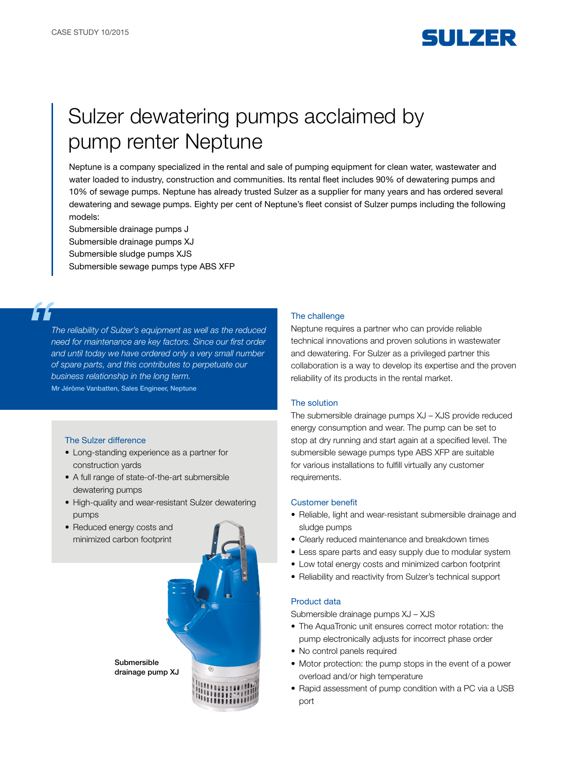CASE STUDY 10/2015

# Sulzer dewatering pumps acclaimed by pump renter Neptune

Neptune is a company specialized in the rental and sale of pumping equipment for clean water, wastewater and water loaded to industry, construction and communities. Its rental fleet includes 90% of dewatering pumps and 10% of sewage pumps. Neptune has already trusted Sulzer as a supplier for many years and has ordered several dewatering and sewage pumps. Eighty per cent of Neptune's fleet consist of Sulzer pumps including the following models:

Submersible drainage pumps J
Submersible drainage pumps XJ
Submersible sludge pumps XJS
Submersible sewage pumps type ABS XFP

> *The reliability of Sulzer's equipment as well as the reduced need for maintenance are key factors. Since our first order and until today we have ordered only a very small number of spare parts, and this contributes to perpetuate our business relationship in the long term.*
>
> **Mr Jérôme Vanbatten, Sales Engineer, Neptune**

### The Sulzer difference

- Long-standing experience as a partner for construction yards
- A full range of state-of-the-art submersible dewatering pumps
- High-quality and wear-resistant Sulzer dewatering pumps
- Reduced energy costs and minimized carbon footprint

Submersible drainage pump XJ

### The challenge

Neptune requires a partner who can provide reliable technical innovations and proven solutions in wastewater and dewatering. For Sulzer as a privileged partner this collaboration is a way to develop its expertise and the proven reliability of its products in the rental market.

### The solution

The submersible drainage pumps XJ – XJS provide reduced energy consumption and wear. The pump can be set to stop at dry running and start again at a specified level. The submersible sewage pumps type ABS XFP are suitable for various installations to fulfill virtually any customer requirements.

### Customer benefit

- Reliable, light and wear-resistant submersible drainage and sludge pumps
- Clearly reduced maintenance and breakdown times
- Less spare parts and easy supply due to modular system
- Low total energy costs and minimized carbon footprint
- Reliability and reactivity from Sulzer's technical support

### Product data

Submersible drainage pumps XJ – XJS

- The AquaTronic unit ensures correct motor rotation: the pump electronically adjusts for incorrect phase order
- No control panels required
- Motor protection: the pump stops in the event of a power overload and/or high temperature
- Rapid assessment of pump condition with a PC via a USB port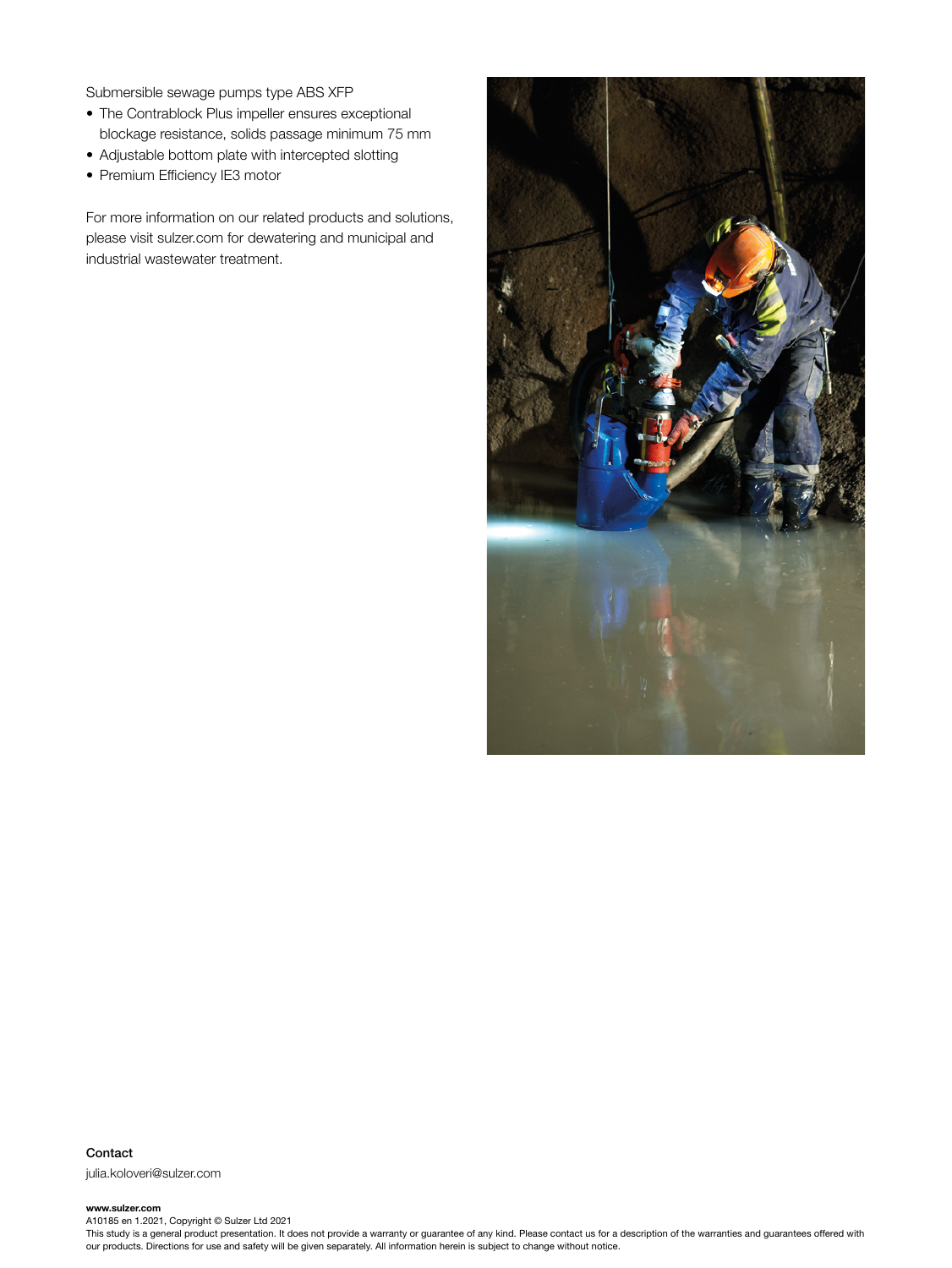Submersible sewage pumps type ABS XFP

- The Contrablock Plus impeller ensures exceptional blockage resistance, solids passage minimum 75 mm
- Adjustable bottom plate with intercepted slotting
- Premium Efficiency IE3 motor

For more information on our related products and solutions, please visit sulzer.com for dewatering and municipal and industrial wastewater treatment.

**Contact**

julia.koloveri@sulzer.com

**www.sulzer.com**

A10185 en 1.2021, Copyright © Sulzer Ltd 2021

This study is a general product presentation. It does not provide a warranty or guarantee of any kind. Please contact us for a description of the warranties and guarantees offered with our products. Directions for use and safety will be given separately. All information herein is subject to change without notice.